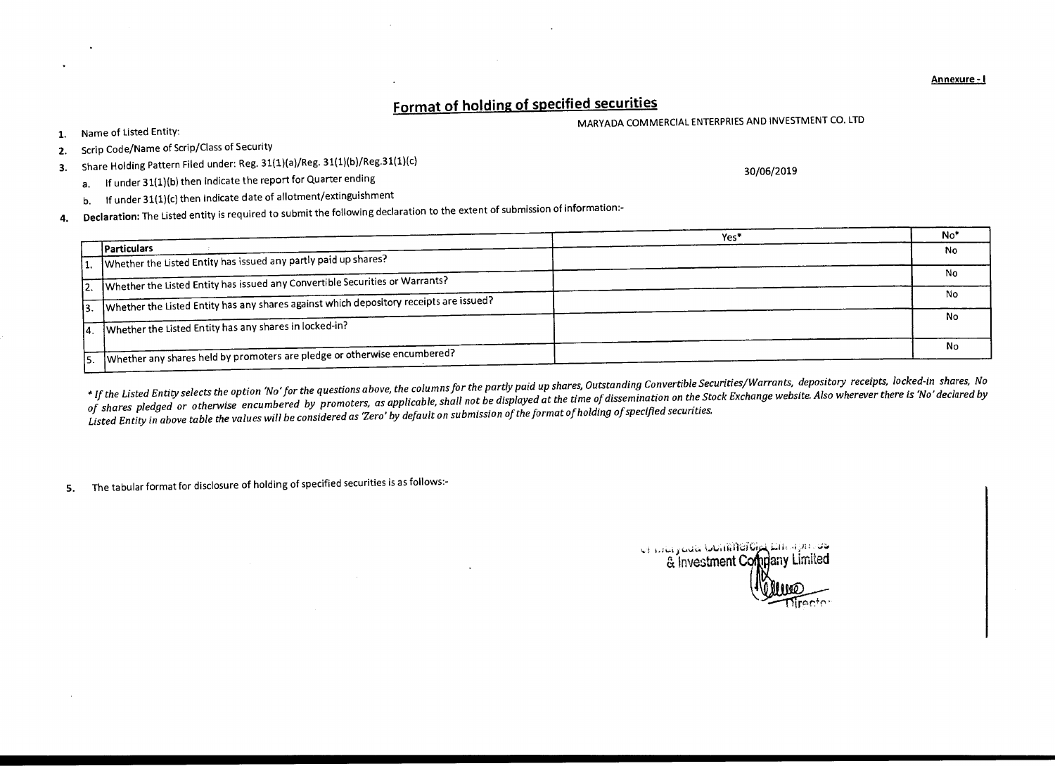Annexure - I

# Format of holding of specified securities

1. Name of Listed Entity: MARYADA COMMERCIAL ENTERPRIES AND INVESTMENT CO. LTD
2. Scrip Code/Name of Scrip/Class of Security
3. Share Holding Pattern Filed under: Reg. 31(1)(a)/Reg. 31(1)(b)/Reg.31(1)(c)
   a. If under 31(1)(b) then indicate the report for Quarter ending 30/06/2019
   b. If under 31(1)(c) then indicate date of allotment/extinguishment
4. Declaration: The Listed entity is required to submit the following declaration to the extent of submission of information:-

| | Particulars | Yes* | No* |
|---|---|---|---|
| 1. | Whether the Listed Entity has issued any partly paid up shares? | | No |
| 2. | Whether the Listed Entity has issued any Convertible Securities or Warrants? | | No |
| 3. | Whether the Listed Entity has any shares against which depository receipts are issued? | | No |
| 4. | Whether the Listed Entity has any shares in locked-in? | | No |
| 5. | Whether any shares held by promoters are pledge or otherwise encumbered? | | No |

*\* If the Listed Entity selects the option 'No' for the questions above, the columns for the partly paid up shares, Outstanding Convertible Securities/Warrants, depository receipts, locked-in shares, No of shares pledged or otherwise encumbered by promoters, as applicable, shall not be displayed at the time of dissemination on the Stock Exchange website. Also wherever there is 'No' declared by Listed Entity in above table the values will be considered as 'Zero' by default on submission of the format of holding of specified securities.*

5. The tabular format for disclosure of holding of specified securities is as follows:-

Maryada Commercial Enterprises & Investment Company Limited

Director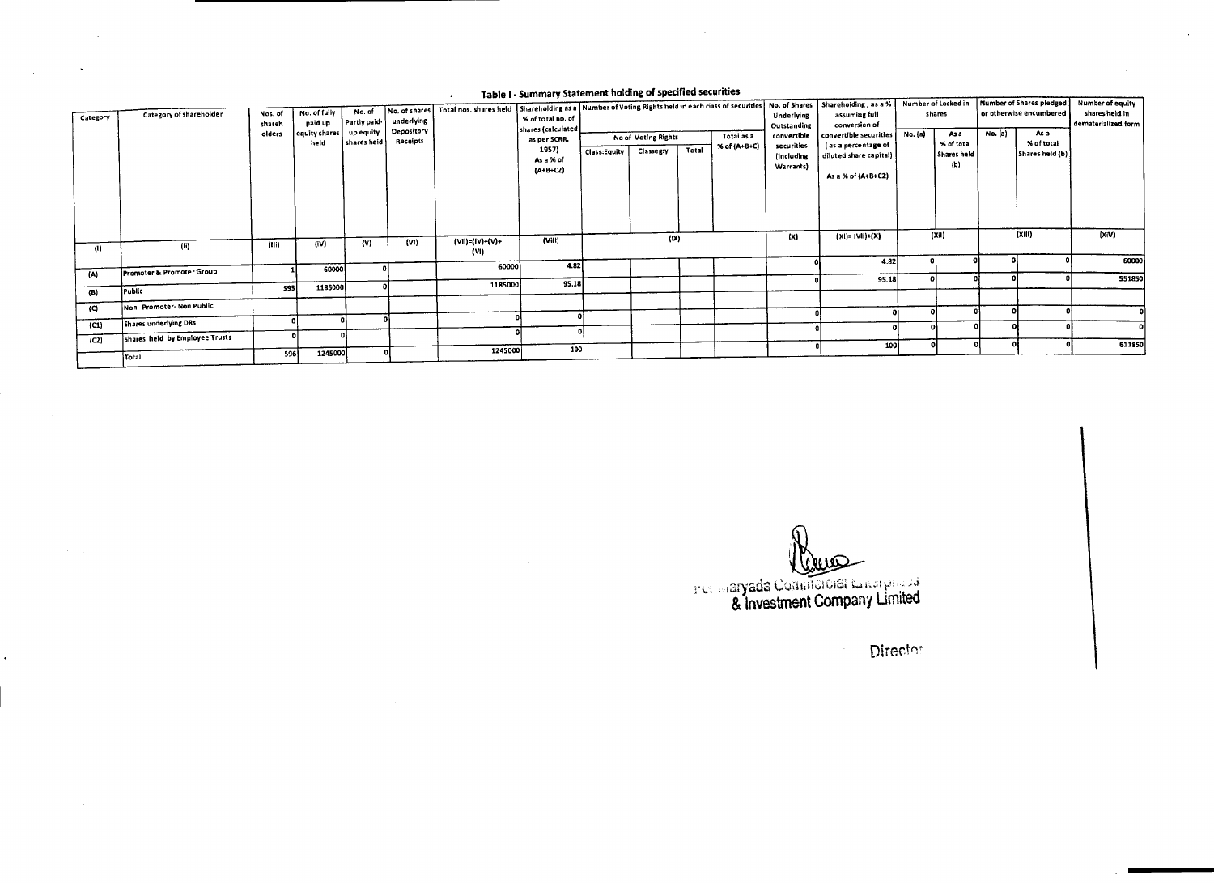## Table I - Summary Statement holding of specified securities

| Category | Category of shareholder | Nos. of shareholders | No. of fully paid up equity shares held | No. of Partly paid-up equity shares held | No. of shares underlying Depository Receipts | Total nos. shares held | Shareholding as a % of total no. of shares (calculated as per SCRR, 1957) As a % of (A+B+C2) | Number of Voting Rights held in each class of securities | | | | No. of Shares Underlying Outstanding convertible securities (including Warrants) | Shareholding, as a % assuming full conversion of convertible securities (as a percentage of diluted share capital) As a % of (A+B+C2) | Number of Locked in shares | | Number of Shares pledged or otherwise encumbered | | Number of equity shares held in dematerialized form |
|---|---|---|---|---|---|---|---|---|---|---|---|---|---|---|---|---|---|---|
| | | | | | | | | No of Voting Rights | | | Total as a % of (A+B+C) | | | No. (a) | As a % of total Shares held (b) | No. (a) | As a % of total Shares held (b) | |
| | | | | | | | | Class:Equity | Class eg:y | Total | | | | | | | | |
| (I) | (II) | (III) | (IV) | (V) | (VI) | (VII)=(IV)+(V)+(VI) | (VIII) | (IX) | | | | (X) | (XI)= (VII)+(X) | (XII) | | (XIII) | | (XIV) |
| (A) | Promoter & Promoter Group | 1 | 60000 | 0 | | 60000 | 4.82 | | | | | 0 | 4.82 | 0 | 0 | 0 | 0 | 60000 |
| (B) | Public | 595 | 1185000 | 0 | | 1185000 | 95.18 | | | | | 0 | 95.18 | 0 | 0 | 0 | 0 | 551850 |
| (C) | Non Promoter- Non Public | | | | | | | | | | | | | | | | | |
| (C1) | Shares underlying DRs | 0 | 0 | 0 | | 0 | 0 | | | | | 0 | 0 | 0 | 0 | 0 | 0 | 0 |
| (C2) | Shares held by Employee Trusts | 0 | 0 | | | 0 | 0 | | | | | 0 | 0 | 0 | 0 | 0 | 0 | 0 |
| | Total | 596 | 1245000 | 0 | | 1245000 | 100 | | | | | 0 | 100 | 0 | 0 | 0 | 0 | 611850 |

For Maryada Commercial Enterprises & Investment Company Limited

Director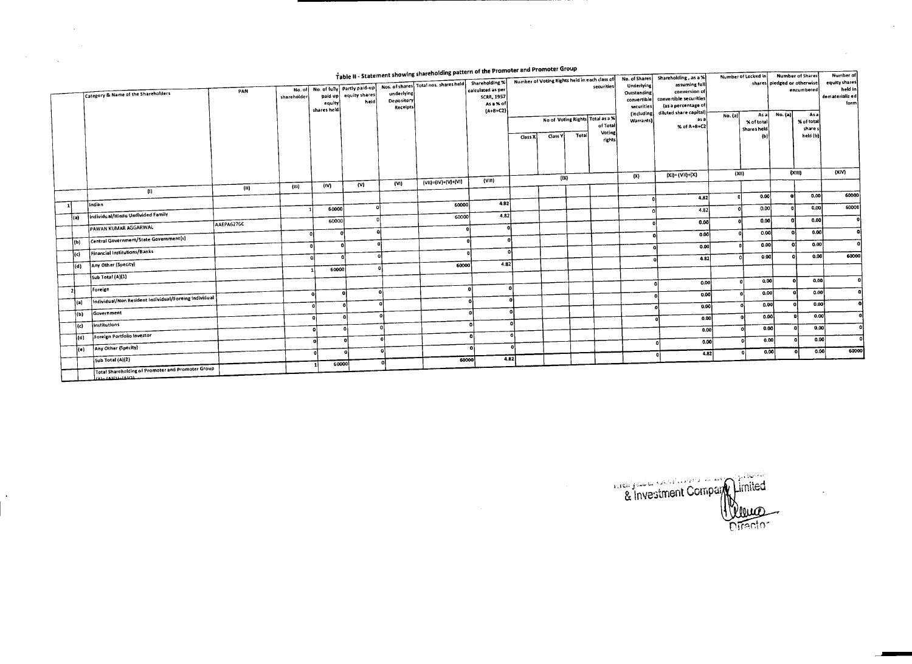# Table II - Statement showing shareholding pattern of the Promoter and Promoter Group

| | | Category & Name of the Shareholders | PAN | No. of shareholder | No. of fully paid up equity shares held | Partly paid-up equity shares held | Nos. of shares underlying Depository Receipts | Total nos. shares held | Shareholding % calculated as per SCRR, 1957 As a % of (A+B+C2) | Number of Voting Rights held in each class of securities | | | | No. of Shares Underlying Outstanding convertible securities (including Warrants) | Shareholding , as a % assuming full conversion of convertible securities (as a percentage of diluted share capital) as a % of A+B+C2 | Number of Locked in shares | | Number of Shares pledged or otherwise encumbered | | Number of equity shares held in dematerialized form |
|---|---|---|---|---|---|---|---|---|---|---|---|---|---|---|---|---|---|---|---|---|
| | | | | | | | | | | No of Voting Rights | | | Total as a % of Total Voting rights | | | No. (a) | As a % of total Shares held (b) | No. (a) | As a % of total share s held (b) | |
| | | | | | | | | | | Class X | Class Y | Total | | | | | | | | |
| | | (I) | (II) | (III) | (IV) | (V) | (VI) | (VII)=(IV)+(V)+(VI) | (VIII) | (IX) | | | | (X) | (XI)= (VII)+(X) | (XII) | | (XIII) | | (XIV) |
| 1 | | Indian | | | | | | | | | | | | | | | | | | |
| | (a) | Individual/Hindu Undivided Family | | 1 | 60000 | 0 | | 60000 | 4.82 | | | | | 0 | 4.82 | 0 | 0.00 | 0 | 0.00 | 60000 |
| | | PAWAN KUMAR AGGARWAL | AAEPA6276C | | 60000 | 0 | | 60000 | 4.82 | | | | | 0 | 4.82 | 0 | 0.00 | 0 | 0.00 | 60000 |
| | (b) | Central Government/State Government(s) | | 0 | 0 | 0 | | 0 | 0 | | | | | 0 | 0.00 | 0 | 0.00 | 0 | 0.00 | 0 |
| | (c) | Financial Institutions/Banks | | 0 | 0 | 0 | | 0 | 0 | | | | | 0 | 0.00 | 0 | 0.00 | 0 | 0.00 | 0 |
| | (d) | Any Other (Specify) | | 0 | 0 | 0 | | 0 | 0 | | | | | 0 | 0.00 | 0 | 0.00 | 0 | 0.00 | 0 |
| | | Sub Total (A)(1) | | 1 | 60000 | 0 | | 60000 | 4.82 | | | | | 0 | 4.82 | 0 | 0.00 | 0 | 0.00 | 60000 |
| 2 | | Foreign | | | | | | | | | | | | | | | | | | |
| | (a) | Individual/Non Resident Individual/Foreing Individual | | 0 | 0 | 0 | | 0 | 0 | | | | | 0 | 0.00 | 0 | 0.00 | 0 | 0.00 | 0 |
| | (b) | Government | | 0 | 0 | 0 | | 0 | 0 | | | | | 0 | 0.00 | 0 | 0.00 | 0 | 0.00 | 0 |
| | (c) | Institutions | | 0 | 0 | 0 | | 0 | 0 | | | | | 0 | 0.00 | 0 | 0.00 | 0 | 0.00 | 0 |
| | (d) | Foreign Portfolio Investor | | 0 | 0 | 0 | | 0 | 0 | | | | | 0 | 0.00 | 0 | 0.00 | 0 | 0.00 | 0 |
| | (e) | Any Other (Specify) | | 0 | 0 | 0 | | 0 | 0 | | | | | 0 | 0.00 | 0 | 0.00 | 0 | 0.00 | 0 |
| | | Sub Total (A)(2) | | 0 | 0 | 0 | | 0 | 0 | | | | | 0 | 0.00 | 0 | 0.00 | 0 | 0.00 | 0 |
| | | Total Shareholding of Promoter and Promoter Group (A)= (A)(1)+(A)(2) | | 1 | 60000 | 0 | | 60000 | 4.82 | | | | | 0 | 4.82 | 0 | 0.00 | 0 | 0.00 | 60000 |

& Investment Company Limited

Director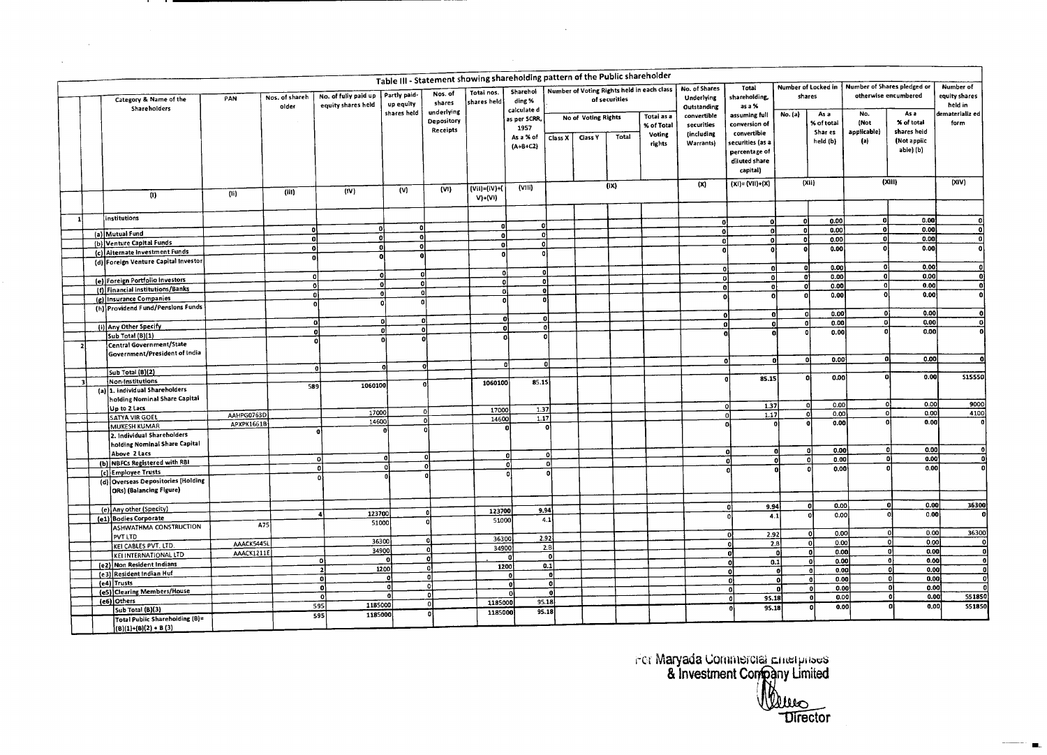# Table III - Statement showing shareholding pattern of the Public shareholder

| | Category & Name of the Shareholders | PAN | Nos. of shareholder | No. of fully paid up equity shares held | Partly paid-up equity shares held | Nos. of shares underlying Depository Receipts | Total nos. shares held | Shareholding % calculated as per SCRR, 1957 As a % of (A+B+C2) | Number of Voting Rights held in each class of securities | | | | No. of Shares Underlying Outstanding convertible securities (including Warrants) | Total shareholding, as a % assuming full conversion of convertible securities (as a percentage of diluted share capital) | Number of Locked in shares | | Number of Shares pledged or otherwise encumbered | | Number of equity shares held in dematerialized form |
|---|---|---|---|---|---|---|---|---|---|---|---|---|---|---|---|---|---|---|---|
| | | | | | | | | | No of Voting Rights | | | Total as a % of Total Voting rights | | | No. (a) | As a % of total Shares held (b) | No. (Not applicable) (a) | As a % of total shares held (Not applicable) (b) | |
| | | | | | | | | | Class X | Class Y | Total | | | | | | | | |
| | (I) | (II) | (III) | (IV) | (V) | (VI) | (VII)=(IV)+(V)+(VI) | (VIII) | (IX) | | | | (X) | (XI)=(VII)+(X) | (XII) | | (XIII) | | (XIV) |
| 1 | Institutions | | | | | | | | | | | | | | | | | | |
| (a) | Mutual Fund | | 0 | 0 | 0 | | 0 | 0 | | | | | 0 | 0 | 0 | 0.00 | 0 | 0.00 | 0 |
| (b) | Venture Capital Funds | | 0 | 0 | 0 | | 0 | 0 | | | | | 0 | 0 | 0 | 0.00 | 0 | 0.00 | 0 |
| (c) | Alternate Investment Funds | | 0 | 0 | 0 | | 0 | 0 | | | | | 0 | 0 | 0 | 0.00 | 0 | 0.00 | 0 |
| (d) | Foreign Venture Capital Investor | | 0 | 0 | 0 | | 0 | 0 | | | | | 0 | 0 | 0 | 0.00 | 0 | 0.00 | 0 |
| (e) | Foreign Portfolio Investors | | 0 | 0 | 0 | | 0 | 0 | | | | | 0 | 0 | 0 | 0.00 | 0 | 0.00 | 0 |
| (f) | Financial Institutions/Banks | | 0 | 0 | 0 | | 0 | 0 | | | | | 0 | 0 | 0 | 0.00 | 0 | 0.00 | 0 |
| (g) | Insurance Companies | | 0 | 0 | 0 | | 0 | 0 | | | | | 0 | 0 | 0 | 0.00 | 0 | 0.00 | 0 |
| (h) | Providend Fund/Pensions Funds | | 0 | 0 | 0 | | 0 | 0 | | | | | 0 | 0 | 0 | 0.00 | 0 | 0.00 | 0 |
| (i) | Any Other Specify | | 0 | 0 | 0 | | 0 | 0 | | | | | 0 | 0 | 0 | 0.00 | 0 | 0.00 | 0 |
| | Sub Total (B)(1) | | 0 | 0 | 0 | | 0 | 0 | | | | | 0 | 0 | 0 | 0.00 | 0 | 0.00 | 0 |
| 2 | Central Government/State Government/President of India | | | | | | | | | | | | | | | | | | |
| | Sub Total (B)(2) | | 0 | 0 | 0 | | 0 | 0 | | | | | 0 | 0 | 0 | 0.00 | 0 | 0.00 | 0 |
| 3 | Non-Institutions | | | | | | | | | | | | | | | | | | |
| (a) | 1. Individual Shareholders holding Nominal Share Capital Up to 2 Lacs | | 589 | 1060100 | 0 | | 1060100 | 85.15 | | | | | 0 | 85.15 | 0 | 0.00 | 0 | 0.00 | 515550 |
| | SATYA VIR GOEL | AAHPG0763D | | 17000 | 0 | | 17000 | 1.37 | | | | | 0 | 1.37 | 0 | 0.00 | 0 | 0.00 | 9000 |
| | MUKESH KUMAR | APXPK1661B | | 14600 | 0 | | 14600 | 1.17 | | | | | 0 | 1.17 | 0 | 0.00 | 0 | 0.00 | 4100 |
| | 2. Individual Shareholders holding Nominal Share Capital Above 2 Lacs | | 0 | 0 | 0 | | 0 | 0 | | | | | 0 | 0 | 0 | 0.00 | 0 | 0.00 | 0 |
| (b) | NBFCs Registered with RBI | | 0 | 0 | 0 | | 0 | 0 | | | | | 0 | 0 | 0 | 0.00 | 0 | 0.00 | 0 |
| (c) | Employee Trusts | | 0 | 0 | 0 | | 0 | 0 | | | | | 0 | 0 | 0 | 0.00 | 0 | 0.00 | 0 |
| (d) | Overseas Depositories (Holding DRs) (Balancing Figure) | | 0 | 0 | 0 | | 0 | 0 | | | | | 0 | 0 | 0 | 0.00 | 0 | 0.00 | 0 |
| (e) | Any other (Specify) | | | | | | | | | | | | | | | | | | |
| (e1) | Bodies Corporate | | 4 | 123700 | 0 | | 123700 | 9.94 | | | | | 0 | 9.94 | 0 | 0.00 | 0 | 0.00 | 36300 |
| | ASHWATHMA CONSTRUCTION PVT LTD | A75 | | 51000 | 0 | | 51000 | 4.1 | | | | | 0 | 4.1 | 0 | 0.00 | 0 | 0.00 | 0 |
| | KEI CABLES PVT. LTD. | AAACK5445L | | 36300 | 0 | | 36300 | 2.92 | | | | | 0 | 2.92 | 0 | 0.00 | 0 | 0.00 | 36300 |
| | KEI INTERNATIONAL LTD | AAACK1211E | | 34900 | 0 | | 34900 | 2.8 | | | | | 0 | 2.8 | 0 | 0.00 | 0 | 0.00 | 0 |
| (e2) | Non Resident Indians | | 0 | 0 | 0 | | 0 | 0 | | | | | 0 | 0 | 0 | 0.00 | 0 | 0.00 | 0 |
| (e3) | Resident Indian Huf | | 2 | 1200 | 0 | | 1200 | 0.1 | | | | | 0 | 0.1 | 0 | 0.00 | 0 | 0.00 | 0 |
| (e4) | Trusts | | 0 | 0 | 0 | | 0 | 0 | | | | | 0 | 0 | 0 | 0.00 | 0 | 0.00 | 0 |
| (e5) | Clearing Members/House | | 0 | 0 | 0 | | 0 | 0 | | | | | 0 | 0 | 0 | 0.00 | 0 | 0.00 | 0 |
| (e6) | Others | | 0 | 0 | 0 | | 0 | 0 | | | | | 0 | 0 | 0 | 0.00 | 0 | 0.00 | 0 |
| | Sub Total (B)(3) | | 595 | 1185000 | 0 | | 1185000 | 95.18 | | | | | 0 | 95.18 | 0 | 0.00 | 0 | 0.00 | 551850 |
| | Total Public Shareholding (B)= (B)(1)+(B)(2) + B (3) | | 595 | 1185000 | 0 | | 1185000 | 95.18 | | | | | 0 | 95.18 | 0 | 0.00 | 0 | 0.00 | 551850 |

For Maryada Commercial Enterprises & Investment Company Limited

Director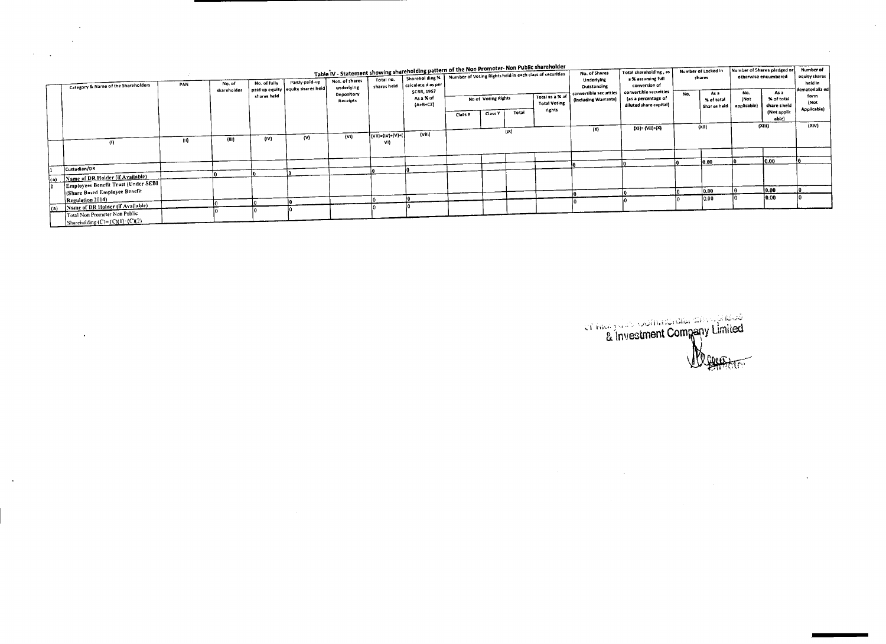## Table IV - Statement showing shareholding pattern of the Non Promoter- Non Public shareholder

| | Category & Name of the Shareholders | PAN | No. of shareholder | No. of fully paid up equity shares held | Partly paid-up equity shares held | Nos. of shares underlying Depository Receipts | Total no. shares held | Sharehol ding % calculate d as per SCRR, 1957 As a % of (A+B+C2) | Number of Voting Rights held in each class of securities | | | | No. of Shares Underlying Outstanding convertible securities (Including Warrants) | Total shareholding , as a % assuming full conversion of convertible securities (as a percentage of diluted share capital) | Number of Locked in shares | | Number of Shares pledged or otherwise encumbered | | Number of equity shares held in dematerializ ed form (Not Applicable) |
|---|---|---|---|---|---|---|---|---|---|---|---|---|---|---|---|---|---|---|---|
| | | | | | | | | | No of Voting Rights | | | Total as a % of Total Voting rights | | | No. | As a % of total Shar es held | No. (Not applicable) | As a % of total share s held (Not applic able) | |
| | | | | | | | | | Class X | Class Y | Total | | | | | | | | |
| | (I) | (II) | (III) | (IV) | (V) | (VI) | (VII)=(IV)+(V)+(VI) | (VIII) | (IX) | | | | (X) | (XI)= (VII)+(X) | (XII) | | (XIII) | | (XIV) |
| 1 | Custodian/DR | | 0 | 0 | 0 | | 0 | 0 | | | | | 0 | 0 | 0 | 0.00 | 0 | 0.00 | 0 |
| (a) | Name of DR Holder (if Available) | | | | | | | | | | | | | | | | | | |
| 2 | Employees Benefit Trust (Under SEBI (Share Based Employee Benefit Regulation 2014) | | 0 | 0 | 0 | | 0 | 0 | | | | | 0 | 0 | 0 | 0.00 | 0 | 0.00 | 0 |
| (a) | Name of DR Holder (if Available) | | | | | | | | | | | | | | | | | | |
| | Total Non Promoter Non Public Shareholding (C)= (C)(1)+(C)(2) | | 0 | 0 | 0 | | 0 | 0 | | | | | 0 | 0 | 0 | 0.00 | 0 | 0.00 | 0 |

& Investment Company Limited

Director